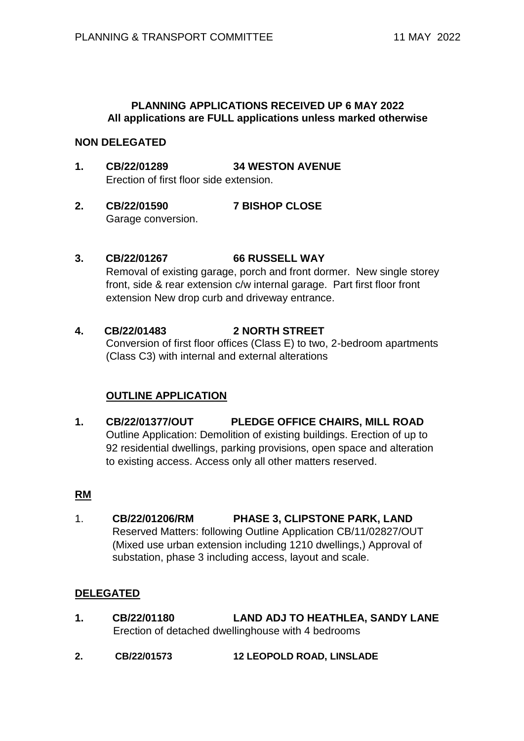**PLANNING APPLICATIONS RECEIVED UP 6 MAY 2022**
**All applications are FULL applications unless marked otherwise**

**NON DELEGATED**

1. **CB/22/01289 34 WESTON AVENUE**
   Erection of first floor side extension.

2. **CB/22/01590 7 BISHOP CLOSE**
   Garage conversion.

3. **CB/22/01267 66 RUSSELL WAY**
   Removal of existing garage, porch and front dormer. New single storey front, side & rear extension c/w internal garage. Part first floor front extension New drop curb and driveway entrance.

4. **CB/22/01483 2 NORTH STREET**
   Conversion of first floor offices (Class E) to two, 2-bedroom apartments (Class C3) with internal and external alterations

**OUTLINE APPLICATION**

1. **CB/22/01377/OUT PLEDGE OFFICE CHAIRS, MILL ROAD**
   Outline Application: Demolition of existing buildings. Erection of up to 92 residential dwellings, parking provisions, open space and alteration to existing access. Access only all other matters reserved.

**RM**

1. **CB/22/01206/RM PHASE 3, CLIPSTONE PARK, LAND**
   Reserved Matters: following Outline Application CB/11/02827/OUT (Mixed use urban extension including 1210 dwellings,) Approval of substation, phase 3 including access, layout and scale.

**DELEGATED**

1. **CB/22/01180 LAND ADJ TO HEATHLEA, SANDY LANE**
   Erection of detached dwellinghouse with 4 bedrooms

2. **CB/22/01573 12 LEOPOLD ROAD, LINSLADE**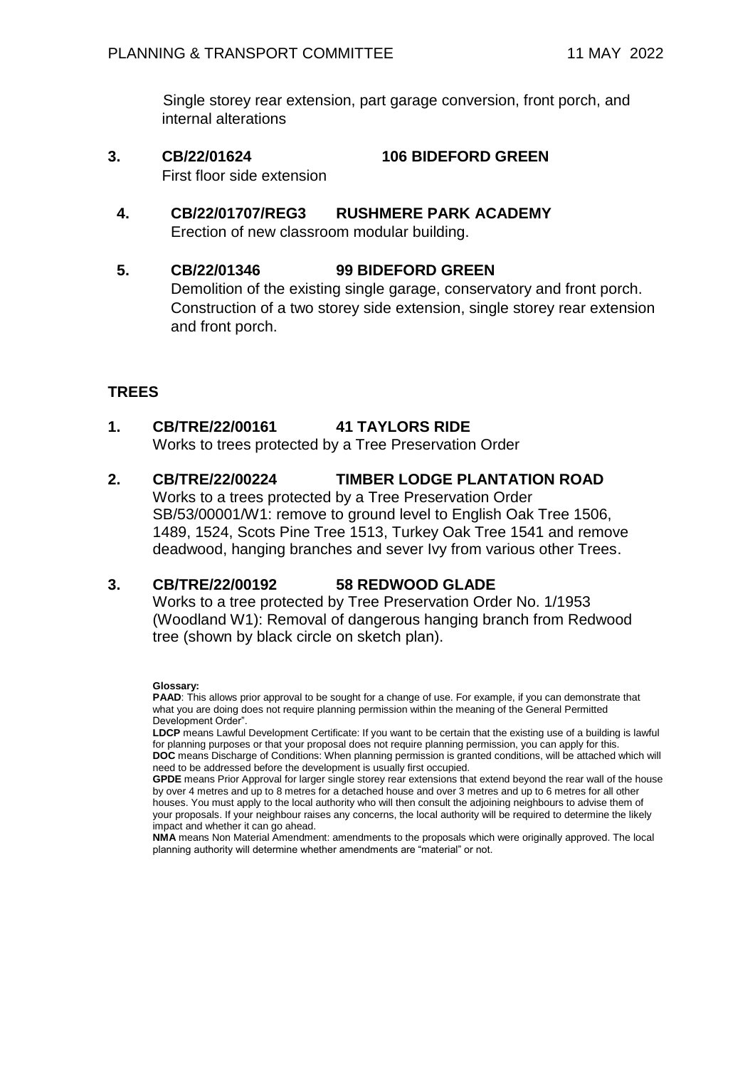Single storey rear extension, part garage conversion, front porch, and internal alterations

3. **CB/22/01624 106 BIDEFORD GREEN**
   First floor side extension

4. **CB/22/01707/REG3 RUSHMERE PARK ACADEMY**
   Erection of new classroom modular building.

5. **CB/22/01346 99 BIDEFORD GREEN**
   Demolition of the existing single garage, conservatory and front porch. Construction of a two storey side extension, single storey rear extension and front porch.

## TREES

1. **CB/TRE/22/00161 41 TAYLORS RIDE**
   Works to trees protected by a Tree Preservation Order

2. **CB/TRE/22/00224 TIMBER LODGE PLANTATION ROAD**
   Works to a trees protected by a Tree Preservation Order SB/53/00001/W1: remove to ground level to English Oak Tree 1506, 1489, 1524, Scots Pine Tree 1513, Turkey Oak Tree 1541 and remove deadwood, hanging branches and sever Ivy from various other Trees.

3. **CB/TRE/22/00192 58 REDWOOD GLADE**
   Works to a tree protected by Tree Preservation Order No. 1/1953 (Woodland W1): Removal of dangerous hanging branch from Redwood tree (shown by black circle on sketch plan).

**Glossary:**

**PAAD**: This allows prior approval to be sought for a change of use. For example, if you can demonstrate that what you are doing does not require planning permission within the meaning of the General Permitted Development Order".

**LDCP** means Lawful Development Certificate: If you want to be certain that the existing use of a building is lawful for planning purposes or that your proposal does not require planning permission, you can apply for this.

**DOC** means Discharge of Conditions: When planning permission is granted conditions, will be attached which will need to be addressed before the development is usually first occupied.

**GPDE** means Prior Approval for larger single storey rear extensions that extend beyond the rear wall of the house by over 4 metres and up to 8 metres for a detached house and over 3 metres and up to 6 metres for all other houses. You must apply to the local authority who will then consult the adjoining neighbours to advise them of your proposals. If your neighbour raises any concerns, the local authority will be required to determine the likely impact and whether it can go ahead.

**NMA** means Non Material Amendment: amendments to the proposals which were originally approved. The local planning authority will determine whether amendments are "material" or not.